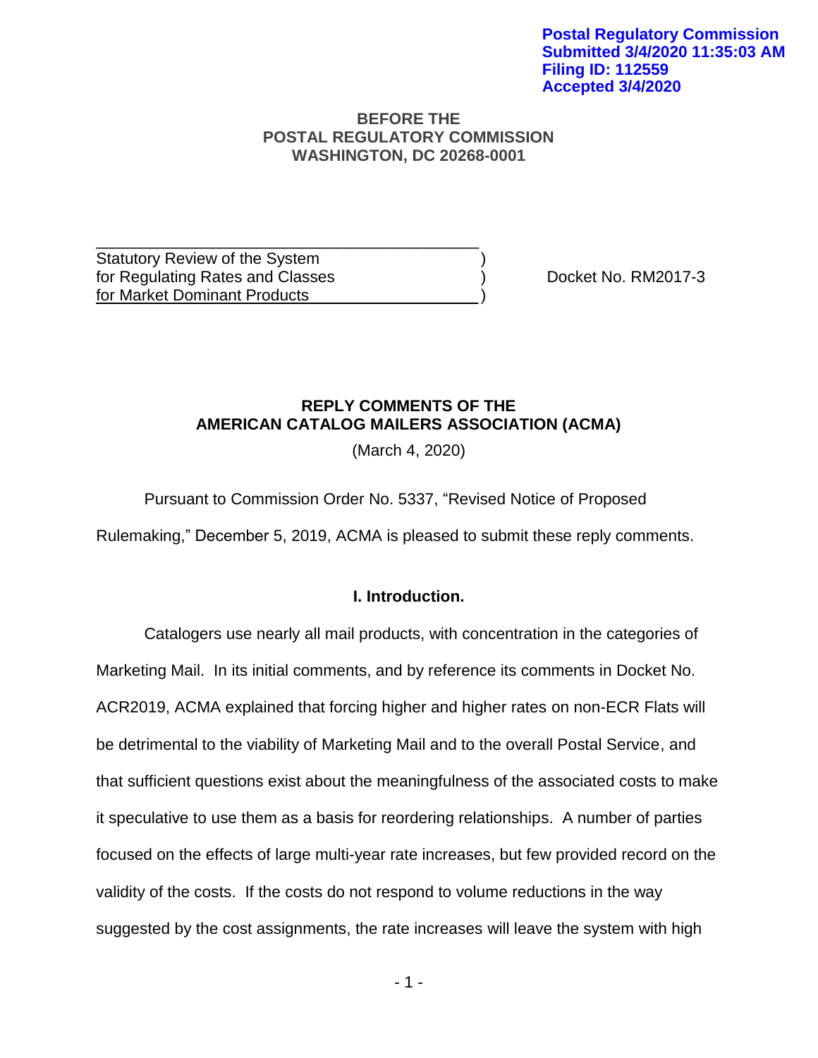**Postal Regulatory Commission**
**Submitted 3/4/2020 11:35:03 AM**
**Filing ID: 112559**
**Accepted 3/4/2020**

**BEFORE THE**
**POSTAL REGULATORY COMMISSION**
**WASHINGTON, DC 20268-0001**

| | | |
|---|---|---|
| Statutory Review of the System for Regulating Rates and Classes for Market Dominant Products | ) ) ) | Docket No. RM2017-3 |

## REPLY COMMENTS OF THE AMERICAN CATALOG MAILERS ASSOCIATION (ACMA)

(March 4, 2020)

Pursuant to Commission Order No. 5337, "Revised Notice of Proposed Rulemaking," December 5, 2019, ACMA is pleased to submit these reply comments.

### I. Introduction.

Catalogers use nearly all mail products, with concentration in the categories of Marketing Mail. In its initial comments, and by reference its comments in Docket No. ACR2019, ACMA explained that forcing higher and higher rates on non-ECR Flats will be detrimental to the viability of Marketing Mail and to the overall Postal Service, and that sufficient questions exist about the meaningfulness of the associated costs to make it speculative to use them as a basis for reordering relationships. A number of parties focused on the effects of large multi-year rate increases, but few provided record on the validity of the costs. If the costs do not respond to volume reductions in the way suggested by the cost assignments, the rate increases will leave the system with high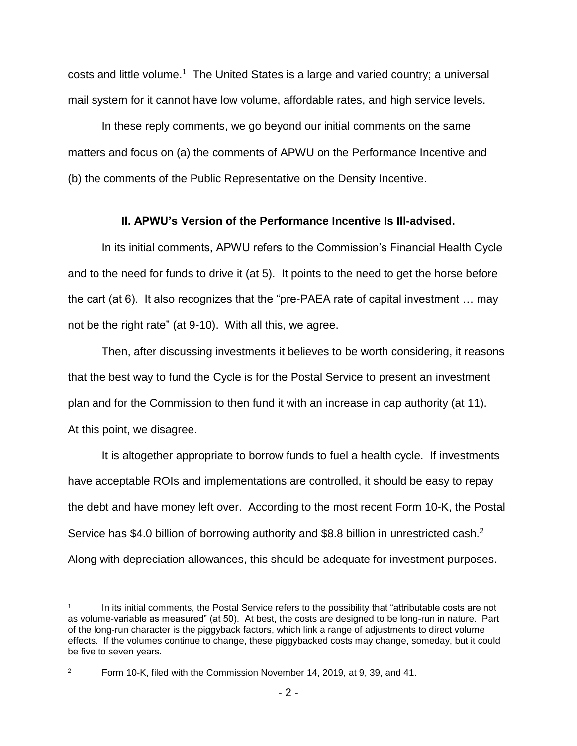costs and little volume.[1] The United States is a large and varied country; a universal mail system for it cannot have low volume, affordable rates, and high service levels.

In these reply comments, we go beyond our initial comments on the same matters and focus on (a) the comments of APWU on the Performance Incentive and (b) the comments of the Public Representative on the Density Incentive.

## II. APWU's Version of the Performance Incentive Is Ill-advised.

In its initial comments, APWU refers to the Commission's Financial Health Cycle and to the need for funds to drive it (at 5). It points to the need to get the horse before the cart (at 6). It also recognizes that the "pre-PAEA rate of capital investment … may not be the right rate" (at 9-10). With all this, we agree.

Then, after discussing investments it believes to be worth considering, it reasons that the best way to fund the Cycle is for the Postal Service to present an investment plan and for the Commission to then fund it with an increase in cap authority (at 11). At this point, we disagree.

It is altogether appropriate to borrow funds to fuel a health cycle. If investments have acceptable ROIs and implementations are controlled, it should be easy to repay the debt and have money left over. According to the most recent Form 10-K, the Postal Service has $4.0 billion of borrowing authority and $8.8 billion in unrestricted cash.[2] Along with depreciation allowances, this should be adequate for investment purposes.

---

[1] In its initial comments, the Postal Service refers to the possibility that "attributable costs are not as volume-variable as measured" (at 50). At best, the costs are designed to be long-run in nature. Part of the long-run character is the piggyback factors, which link a range of adjustments to direct volume effects. If the volumes continue to change, these piggybacked costs may change, someday, but it could be five to seven years.

[2] Form 10-K, filed with the Commission November 14, 2019, at 9, 39, and 41.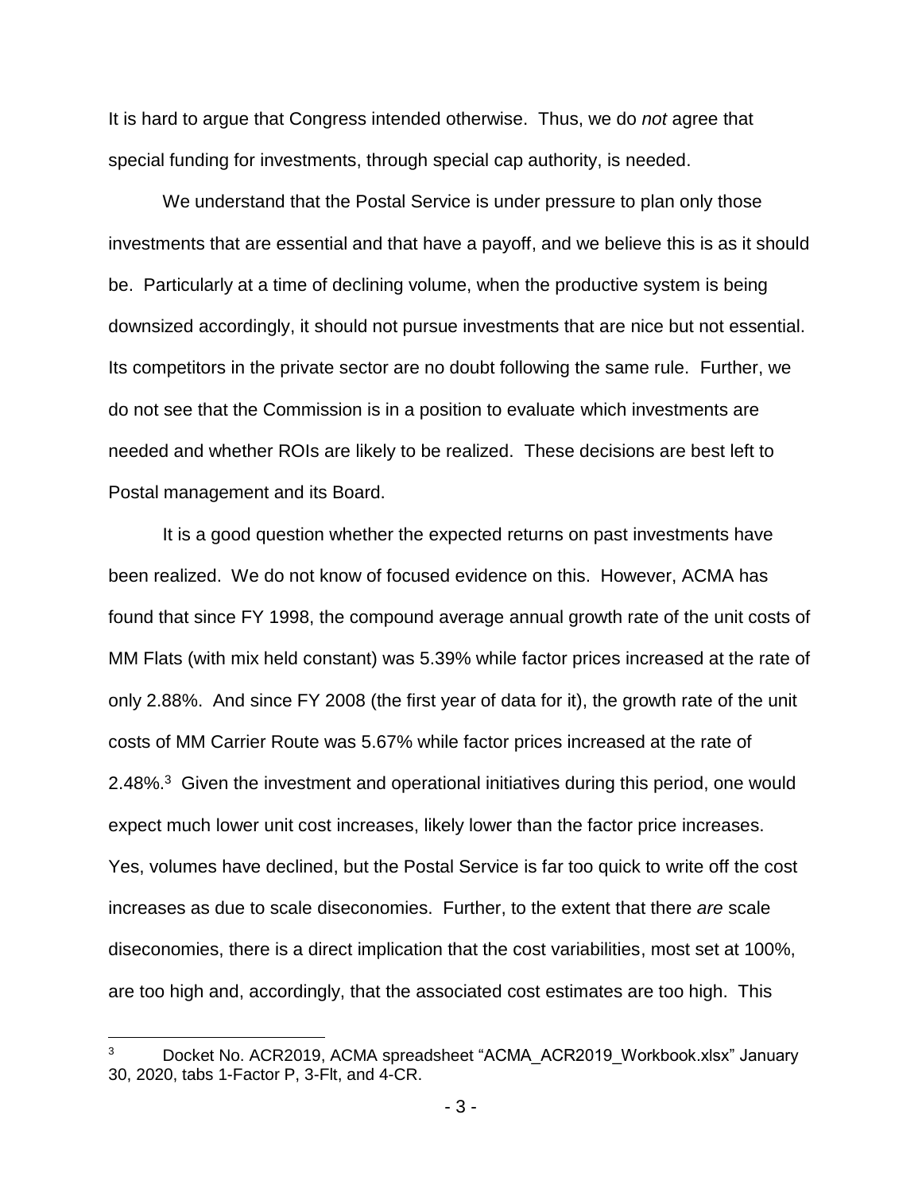It is hard to argue that Congress intended otherwise. Thus, we do *not* agree that special funding for investments, through special cap authority, is needed.

We understand that the Postal Service is under pressure to plan only those investments that are essential and that have a payoff, and we believe this is as it should be. Particularly at a time of declining volume, when the productive system is being downsized accordingly, it should not pursue investments that are nice but not essential. Its competitors in the private sector are no doubt following the same rule. Further, we do not see that the Commission is in a position to evaluate which investments are needed and whether ROIs are likely to be realized. These decisions are best left to Postal management and its Board.

It is a good question whether the expected returns on past investments have been realized. We do not know of focused evidence on this. However, ACMA has found that since FY 1998, the compound average annual growth rate of the unit costs of MM Flats (with mix held constant) was 5.39% while factor prices increased at the rate of only 2.88%. And since FY 2008 (the first year of data for it), the growth rate of the unit costs of MM Carrier Route was 5.67% while factor prices increased at the rate of 2.48%.[3] Given the investment and operational initiatives during this period, one would expect much lower unit cost increases, likely lower than the factor price increases. Yes, volumes have declined, but the Postal Service is far too quick to write off the cost increases as due to scale diseconomies. Further, to the extent that there *are* scale diseconomies, there is a direct implication that the cost variabilities, most set at 100%, are too high and, accordingly, that the associated cost estimates are too high. This

[3] Docket No. ACR2019, ACMA spreadsheet "ACMA_ACR2019_Workbook.xlsx" January 30, 2020, tabs 1-Factor P, 3-Flt, and 4-CR.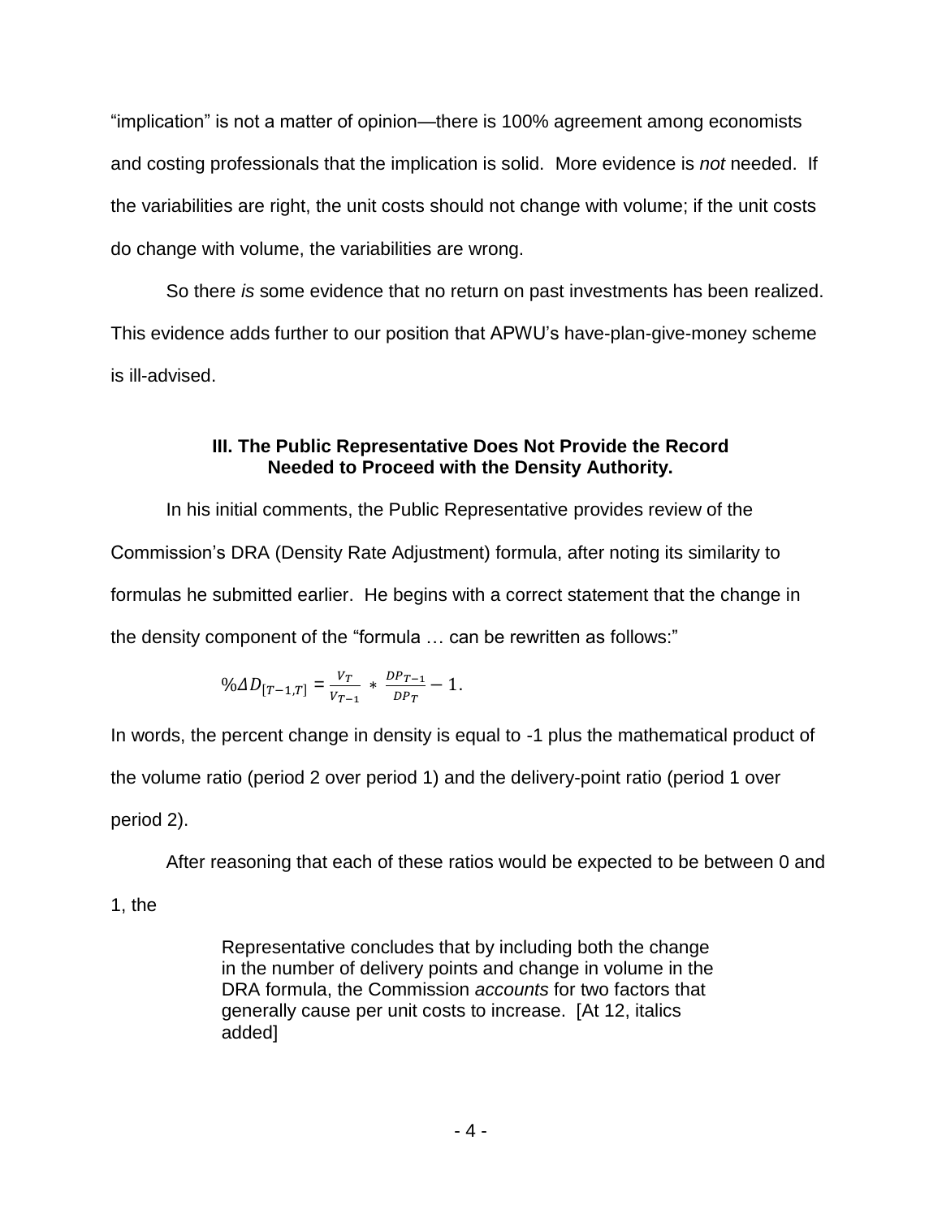"implication" is not a matter of opinion—there is 100% agreement among economists and costing professionals that the implication is solid. More evidence is *not* needed. If the variabilities are right, the unit costs should not change with volume; if the unit costs do change with volume, the variabilities are wrong.

So there *is* some evidence that no return on past investments has been realized. This evidence adds further to our position that APWU's have-plan-give-money scheme is ill-advised.

### III. The Public Representative Does Not Provide the Record Needed to Proceed with the Density Authority.

In his initial comments, the Public Representative provides review of the Commission's DRA (Density Rate Adjustment) formula, after noting its similarity to formulas he submitted earlier. He begins with a correct statement that the change in the density component of the "formula … can be rewritten as follows:"

$$\%\Delta D_{[T-1,T]} = \frac{V_T}{V_{T-1}} * \frac{DP_{T-1}}{DP_T} - 1.$$

In words, the percent change in density is equal to -1 plus the mathematical product of the volume ratio (period 2 over period 1) and the delivery-point ratio (period 1 over period 2).

After reasoning that each of these ratios would be expected to be between 0 and 1, the

> Representative concludes that by including both the change in the number of delivery points and change in volume in the DRA formula, the Commission *accounts* for two factors that generally cause per unit costs to increase. [At 12, italics added]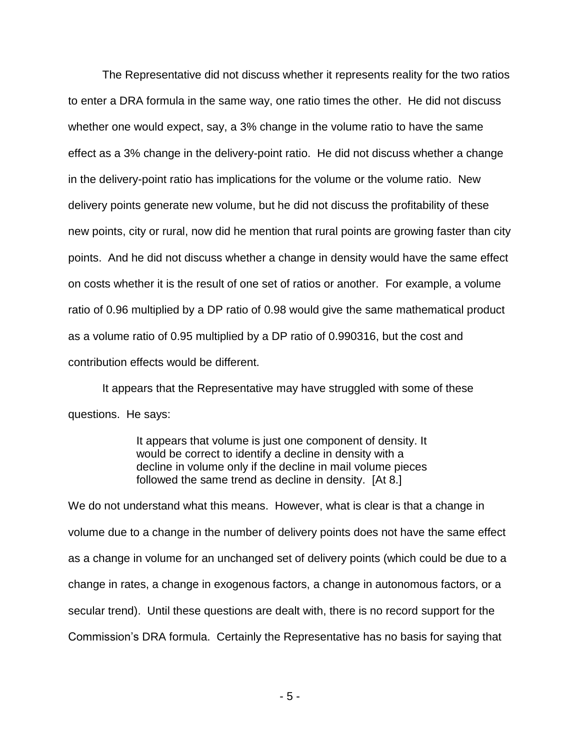The Representative did not discuss whether it represents reality for the two ratios to enter a DRA formula in the same way, one ratio times the other. He did not discuss whether one would expect, say, a 3% change in the volume ratio to have the same effect as a 3% change in the delivery-point ratio. He did not discuss whether a change in the delivery-point ratio has implications for the volume or the volume ratio. New delivery points generate new volume, but he did not discuss the profitability of these new points, city or rural, now did he mention that rural points are growing faster than city points. And he did not discuss whether a change in density would have the same effect on costs whether it is the result of one set of ratios or another. For example, a volume ratio of 0.96 multiplied by a DP ratio of 0.98 would give the same mathematical product as a volume ratio of 0.95 multiplied by a DP ratio of 0.990316, but the cost and contribution effects would be different.

It appears that the Representative may have struggled with some of these questions. He says:

> It appears that volume is just one component of density. It would be correct to identify a decline in density with a decline in volume only if the decline in mail volume pieces followed the same trend as decline in density. [At 8.]

We do not understand what this means. However, what is clear is that a change in volume due to a change in the number of delivery points does not have the same effect as a change in volume for an unchanged set of delivery points (which could be due to a change in rates, a change in exogenous factors, a change in autonomous factors, or a secular trend). Until these questions are dealt with, there is no record support for the Commission's DRA formula. Certainly the Representative has no basis for saying that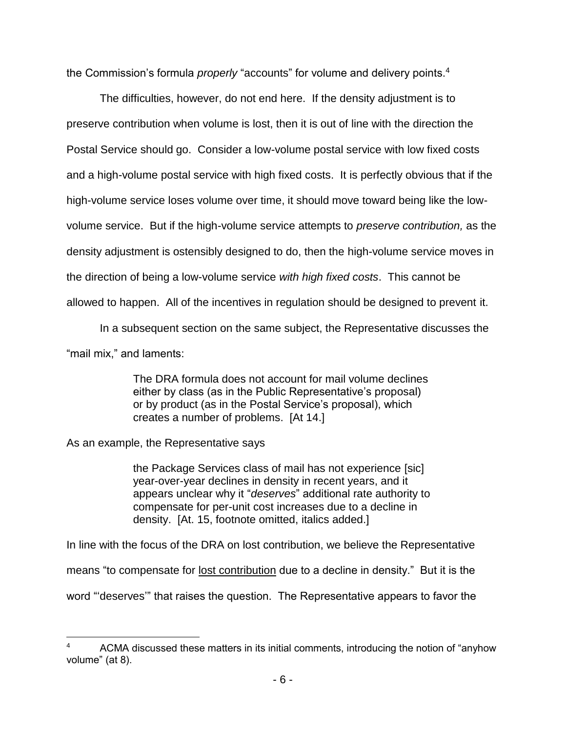the Commission's formula *properly* "accounts" for volume and delivery points.[4]

The difficulties, however, do not end here. If the density adjustment is to preserve contribution when volume is lost, then it is out of line with the direction the Postal Service should go. Consider a low-volume postal service with low fixed costs and a high-volume postal service with high fixed costs. It is perfectly obvious that if the high-volume service loses volume over time, it should move toward being like the low-volume service. But if the high-volume service attempts to *preserve contribution,* as the density adjustment is ostensibly designed to do, then the high-volume service moves in the direction of being a low-volume service *with high fixed costs*. This cannot be allowed to happen. All of the incentives in regulation should be designed to prevent it.

In a subsequent section on the same subject, the Representative discusses the "mail mix," and laments:

> The DRA formula does not account for mail volume declines either by class (as in the Public Representative's proposal) or by product (as in the Postal Service's proposal), which creates a number of problems. [At 14.]

As an example, the Representative says

> the Package Services class of mail has not experience [sic] year-over-year declines in density in recent years, and it appears unclear why it "*deserves*" additional rate authority to compensate for per-unit cost increases due to a decline in density. [At. 15, footnote omitted, italics added.]

In line with the focus of the DRA on lost contribution, we believe the Representative means "to compensate for <u>lost contribution</u> due to a decline in density." But it is the word "'deserves'" that raises the question. The Representative appears to favor the

---

[4] ACMA discussed these matters in its initial comments, introducing the notion of "anyhow volume" (at 8).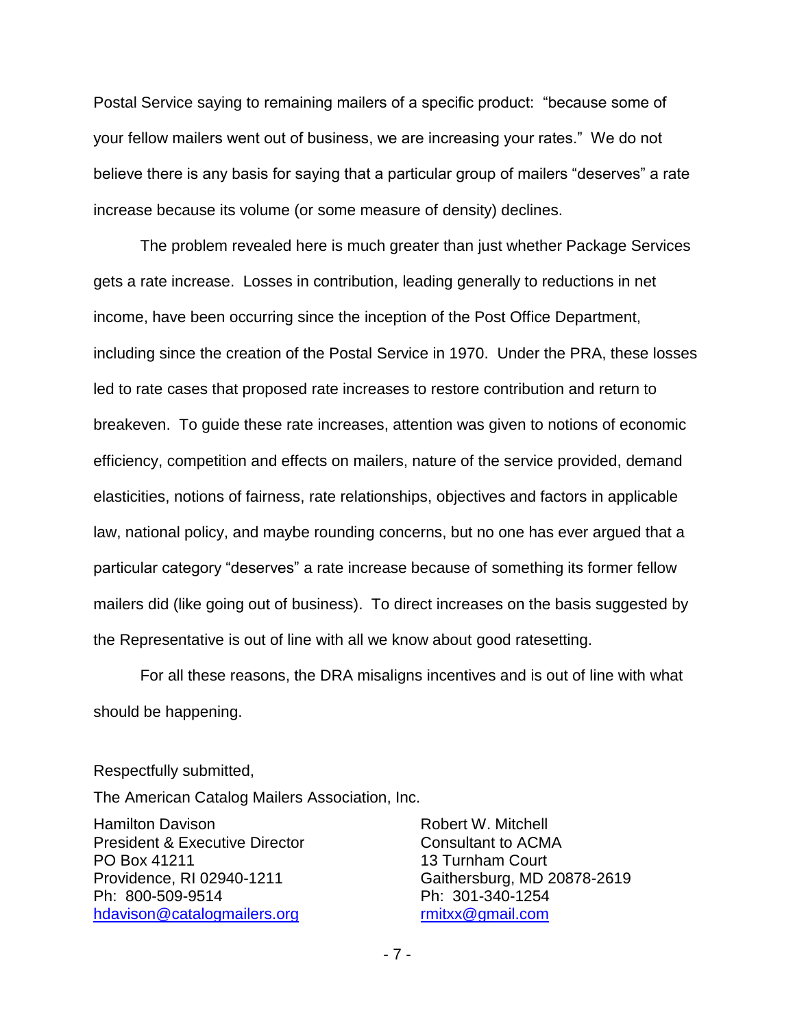Postal Service saying to remaining mailers of a specific product: "because some of your fellow mailers went out of business, we are increasing your rates." We do not believe there is any basis for saying that a particular group of mailers "deserves" a rate increase because its volume (or some measure of density) declines.

The problem revealed here is much greater than just whether Package Services gets a rate increase. Losses in contribution, leading generally to reductions in net income, have been occurring since the inception of the Post Office Department, including since the creation of the Postal Service in 1970. Under the PRA, these losses led to rate cases that proposed rate increases to restore contribution and return to breakeven. To guide these rate increases, attention was given to notions of economic efficiency, competition and effects on mailers, nature of the service provided, demand elasticities, notions of fairness, rate relationships, objectives and factors in applicable law, national policy, and maybe rounding concerns, but no one has ever argued that a particular category "deserves" a rate increase because of something its former fellow mailers did (like going out of business). To direct increases on the basis suggested by the Representative is out of line with all we know about good ratesetting.

For all these reasons, the DRA misaligns incentives and is out of line with what should be happening.

Respectfully submitted,

The American Catalog Mailers Association, Inc.

Hamilton Davison
President & Executive Director
PO Box 41211
Providence, RI 02940-1211
Ph: 800-509-9514
hdavison@catalogmailers.org

Robert W. Mitchell
Consultant to ACMA
13 Turnham Court
Gaithersburg, MD 20878-2619
Ph: 301-340-1254
rmitxx@gmail.com